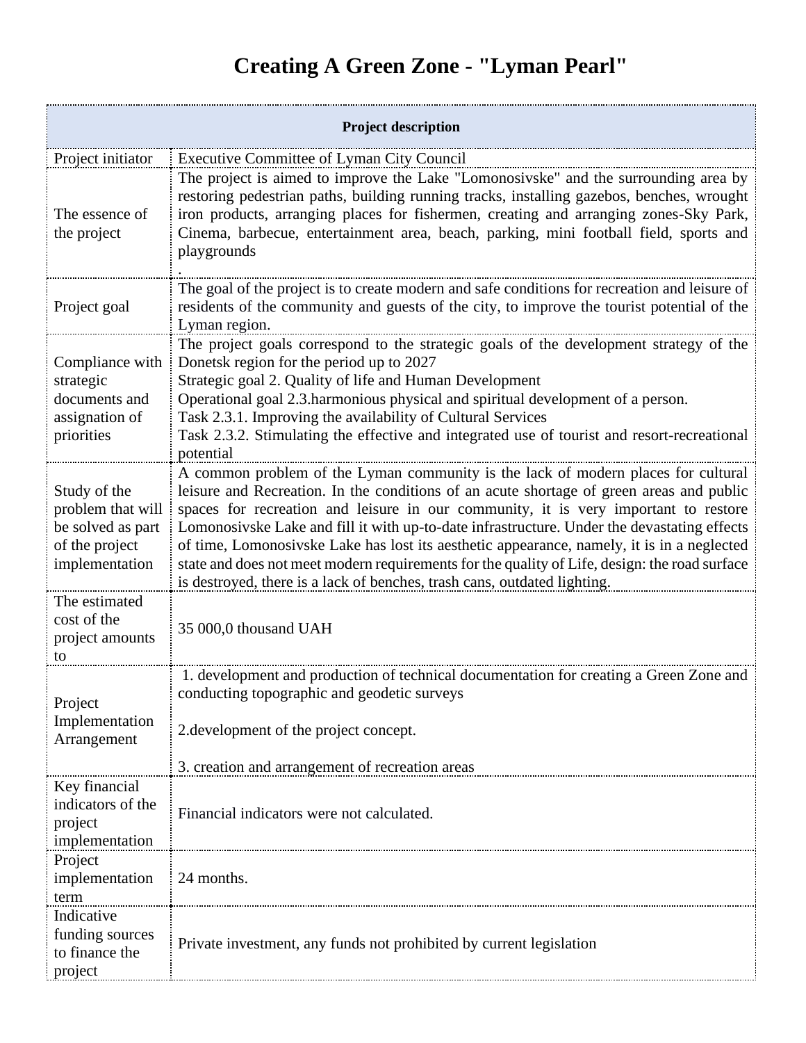# Creating A Green Zone - "Lyman Pearl"

| Project description | |
|---|---|
| Project initiator | Executive Committee of Lyman City Council |
| The essence of the project | The project is aimed to improve the Lake "Lomonosivske" and the surrounding area by restoring pedestrian paths, building running tracks, installing gazebos, benches, wrought iron products, arranging places for fishermen, creating and arranging zones-Sky Park, Cinema, barbecue, entertainment area, beach, parking, mini football field, sports and playgrounds<br>. |
| Project goal | The goal of the project is to create modern and safe conditions for recreation and leisure of residents of the community and guests of the city, to improve the tourist potential of the Lyman region. |
| Compliance with strategic documents and assignation of priorities | The project goals correspond to the strategic goals of the development strategy of the Donetsk region for the period up to 2027<br>Strategic goal 2. Quality of life and Human Development<br>Operational goal 2.3.harmonious physical and spiritual development of a person.<br>Task 2.3.1. Improving the availability of Cultural Services<br>Task 2.3.2. Stimulating the effective and integrated use of tourist and resort-recreational potential |
| Study of the problem that will be solved as part of the project implementation | A common problem of the Lyman community is the lack of modern places for cultural leisure and Recreation. In the conditions of an acute shortage of green areas and public spaces for recreation and leisure in our community, it is very important to restore Lomonosivske Lake and fill it with up-to-date infrastructure. Under the devastating effects of time, Lomonosivske Lake has lost its aesthetic appearance, namely, it is in a neglected state and does not meet modern requirements for the quality of Life, design: the road surface is destroyed, there is a lack of benches, trash cans, outdated lighting. |
| The estimated cost of the project amounts to | 35 000,0 thousand UAH |
| Project Implementation Arrangement | 1. development and production of technical documentation for creating a Green Zone and conducting topographic and geodetic surveys<br><br>2.development of the project concept.<br><br>3. creation and arrangement of recreation areas |
| Key financial indicators of the project implementation | Financial indicators were not calculated. |
| Project implementation term | 24 months. |
| Indicative funding sources to finance the project | Private investment, any funds not prohibited by current legislation |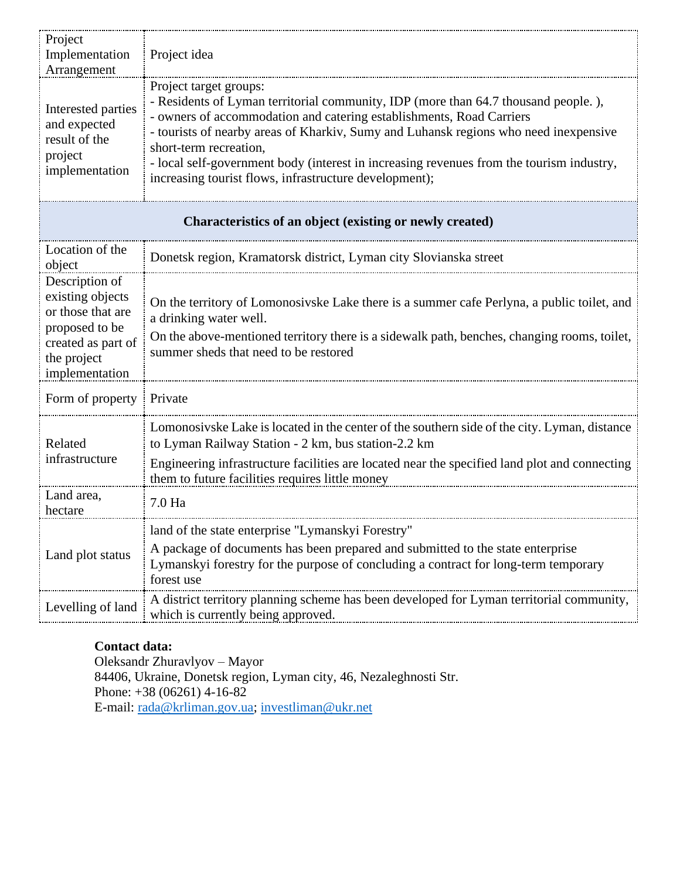| | |
|---|---|
| Project Implementation Arrangement | Project idea |
| Interested parties and expected result of the project implementation | Project target groups:<br>- Residents of Lyman territorial community, IDP (more than 64.7 thousand people. ),<br>- owners of accommodation and catering establishments, Road Carriers<br>- tourists of nearby areas of Kharkiv, Sumy and Luhansk regions who need inexpensive short-term recreation,<br>- local self-government body (interest in increasing revenues from the tourism industry, increasing tourist flows, infrastructure development); |
| **Characteristics of an object (existing or newly created)** | |
| Location of the object | Donetsk region, Kramatorsk district, Lyman city Slovianska street |
| Description of existing objects or those that are proposed to be created as part of the project implementation | On the territory of Lomonosivske Lake there is a summer cafe Perlyna, a public toilet, and a drinking water well.<br>On the above-mentioned territory there is a sidewalk path, benches, changing rooms, toilet, summer sheds that need to be restored |
| Form of property | Private |
| Related infrastructure | Lomonosivske Lake is located in the center of the southern side of the city. Lyman, distance to Lyman Railway Station - 2 km, bus station-2.2 km<br>Engineering infrastructure facilities are located near the specified land plot and connecting them to future facilities requires little money |
| Land area, hectare | 7.0 Ha |
| Land plot status | land of the state enterprise "Lymanskyi Forestry"<br>A package of documents has been prepared and submitted to the state enterprise Lymanskyi forestry for the purpose of concluding a contract for long-term temporary forest use |
| Levelling of land | A district territory planning scheme has been developed for Lyman territorial community, which is currently being approved. |

**Contact data:**
Oleksandr Zhuravlyov – Mayor
84406, Ukraine, Donetsk region, Lyman city, 46, Nezaleghnosti Str.
Phone: +38 (06261) 4-16-82
E-mail: rada@krliman.gov.ua; investliman@ukr.net